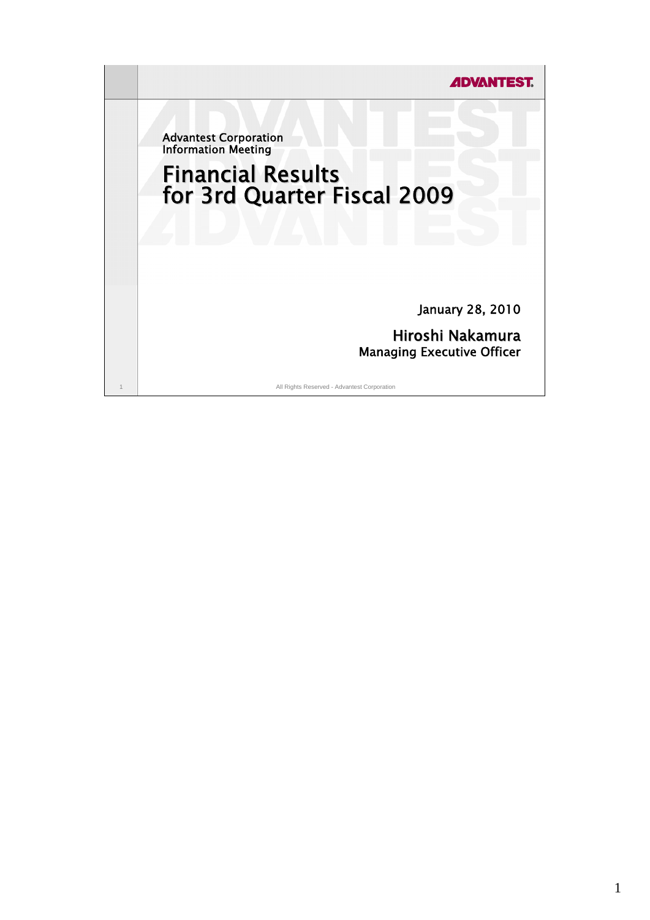ADVANTEST

Advantest Corporation
Information Meeting

# Financial Results for 3rd Quarter Fiscal 2009

January 28, 2010

**Hiroshi Nakamura**
Managing Executive Officer

All Rights Reserved - Advantest Corporation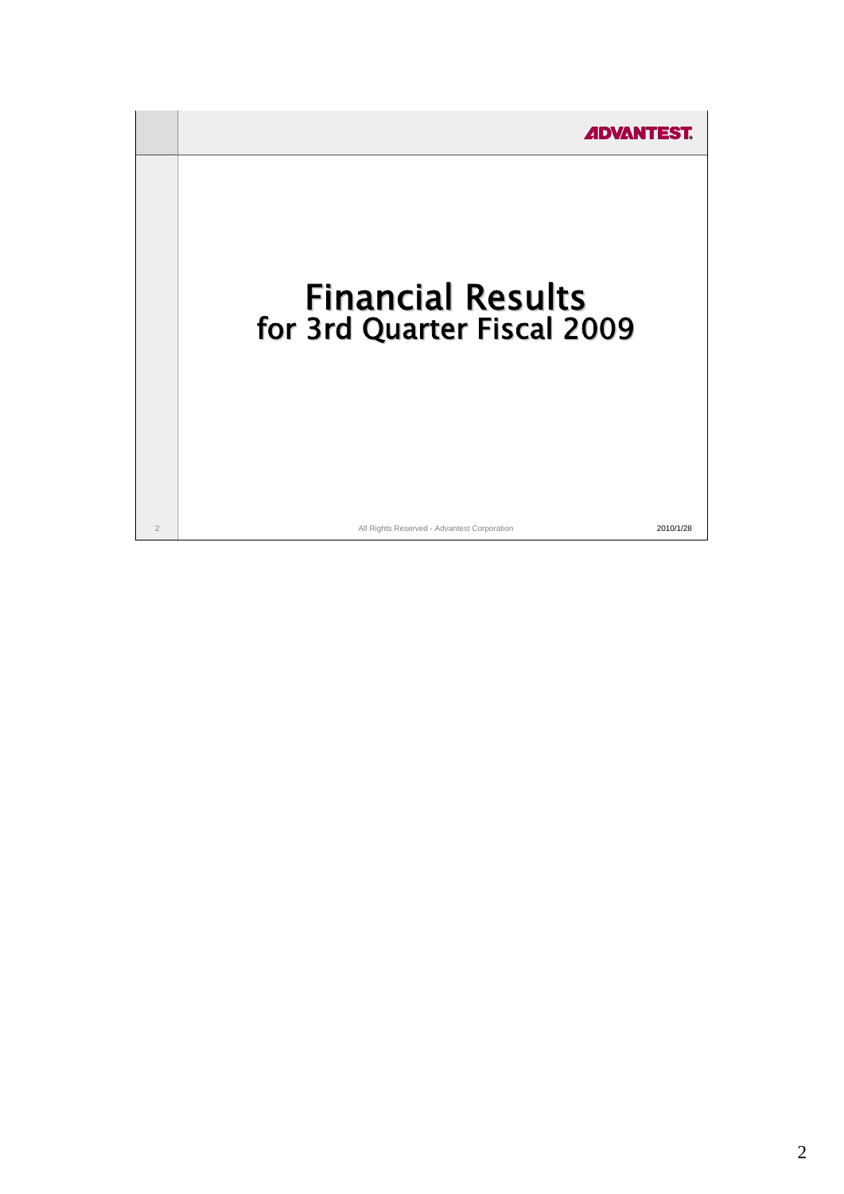# Financial Results
## for 3rd Quarter Fiscal 2009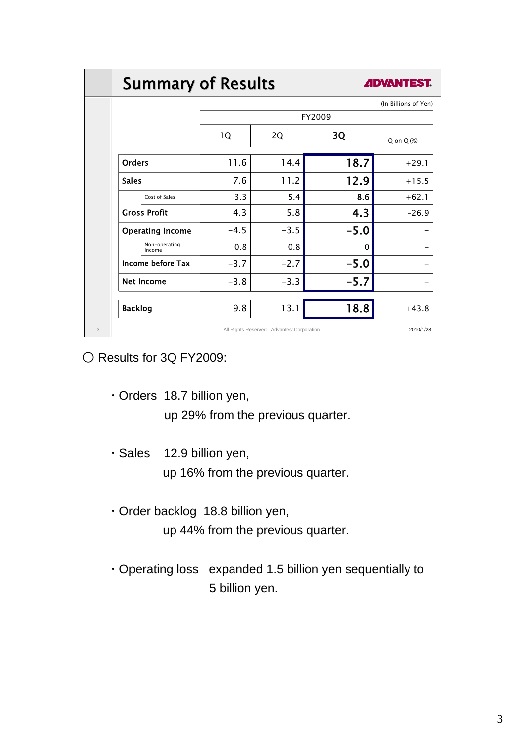## Summary of Results

ADVANTEST

(In Billions of Yen)

| | FY2009 | | | |
|---|---|---|---|---|
| | 1Q | 2Q | 3Q | Q on Q (%) |
| **Orders** | 11.6 | 14.4 | **18.7** | +29.1 |
| **Sales** | 7.6 | 11.2 | **12.9** | +15.5 |
| Cost of Sales | 3.3 | 5.4 | **8.6** | +62.1 |
| **Gross Profit** | 4.3 | 5.8 | **4.3** | -26.9 |
| **Operating Income** | -4.5 | -3.5 | **-5.0** | – |
| Non-operating Income | 0.8 | 0.8 | 0 | – |
| **Income before Tax** | -3.7 | -2.7 | **-5.0** | – |
| **Net Income** | -3.8 | -3.3 | **-5.7** | – |
| **Backlog** | 9.8 | 13.1 | **18.8** | +43.8 |

All Rights Reserved - Advantest Corporation 2010/1/28

○ Results for 3Q FY2009:

- Orders 18.7 billion yen,
  up 29% from the previous quarter.

- Sales 12.9 billion yen,
  up 16% from the previous quarter.

- Order backlog 18.8 billion yen,
  up 44% from the previous quarter.

- Operating loss expanded 1.5 billion yen sequentially to
  5 billion yen.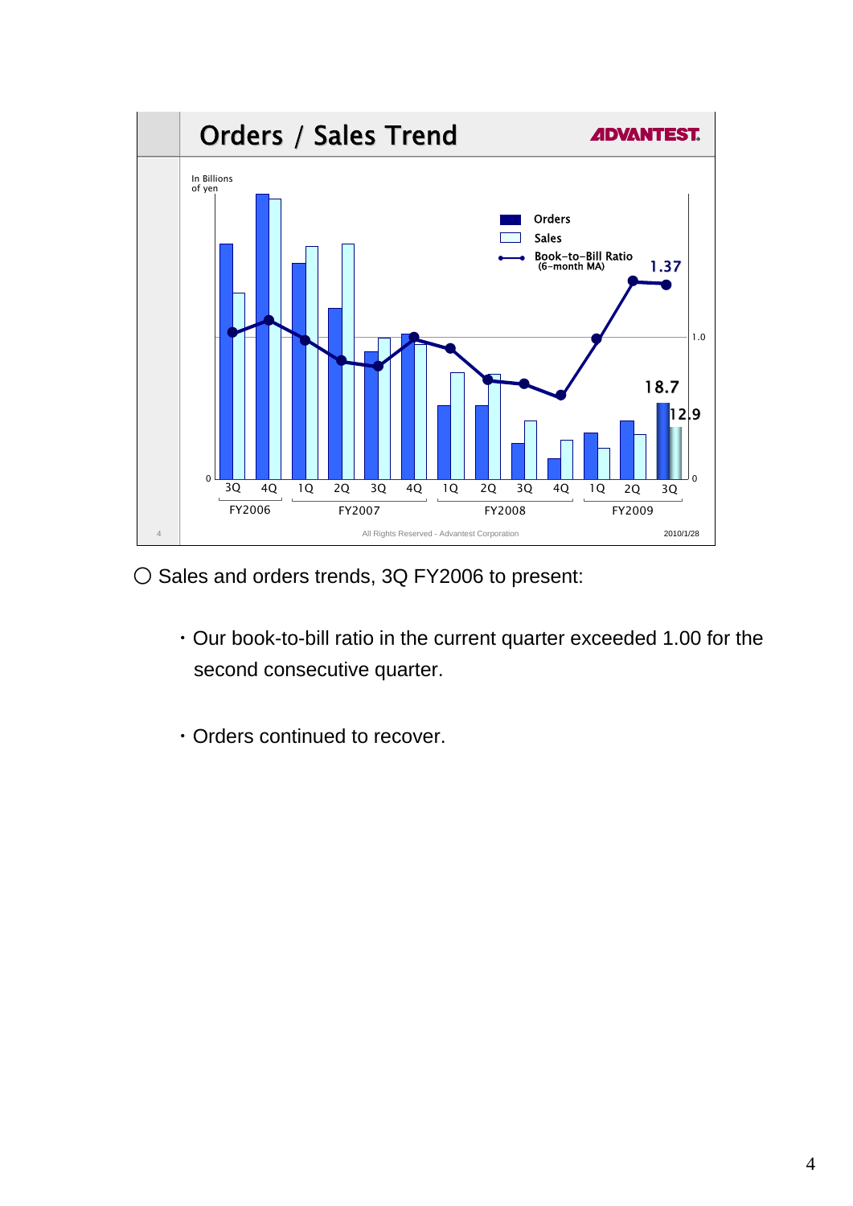## Orders / Sales Trend

In Billions of yen

- Orders
- Sales
- Book-to-Bill Ratio (6-month MA)

1.37

1.0

18.7

12.9

0

| FY2006 | | FY2007 | | | | FY2008 | | | | FY2009 | | |
|---|---|---|---|---|---|---|---|---|---|---|---|---|
| 3Q | 4Q | 1Q | 2Q | 3Q | 4Q | 1Q | 2Q | 3Q | 4Q | 1Q | 2Q | 3Q |

All Rights Reserved - Advantest Corporation

2010/1/28

○ Sales and orders trends, 3Q FY2006 to present:

- Our book-to-bill ratio in the current quarter exceeded 1.00 for the second consecutive quarter.
- Orders continued to recover.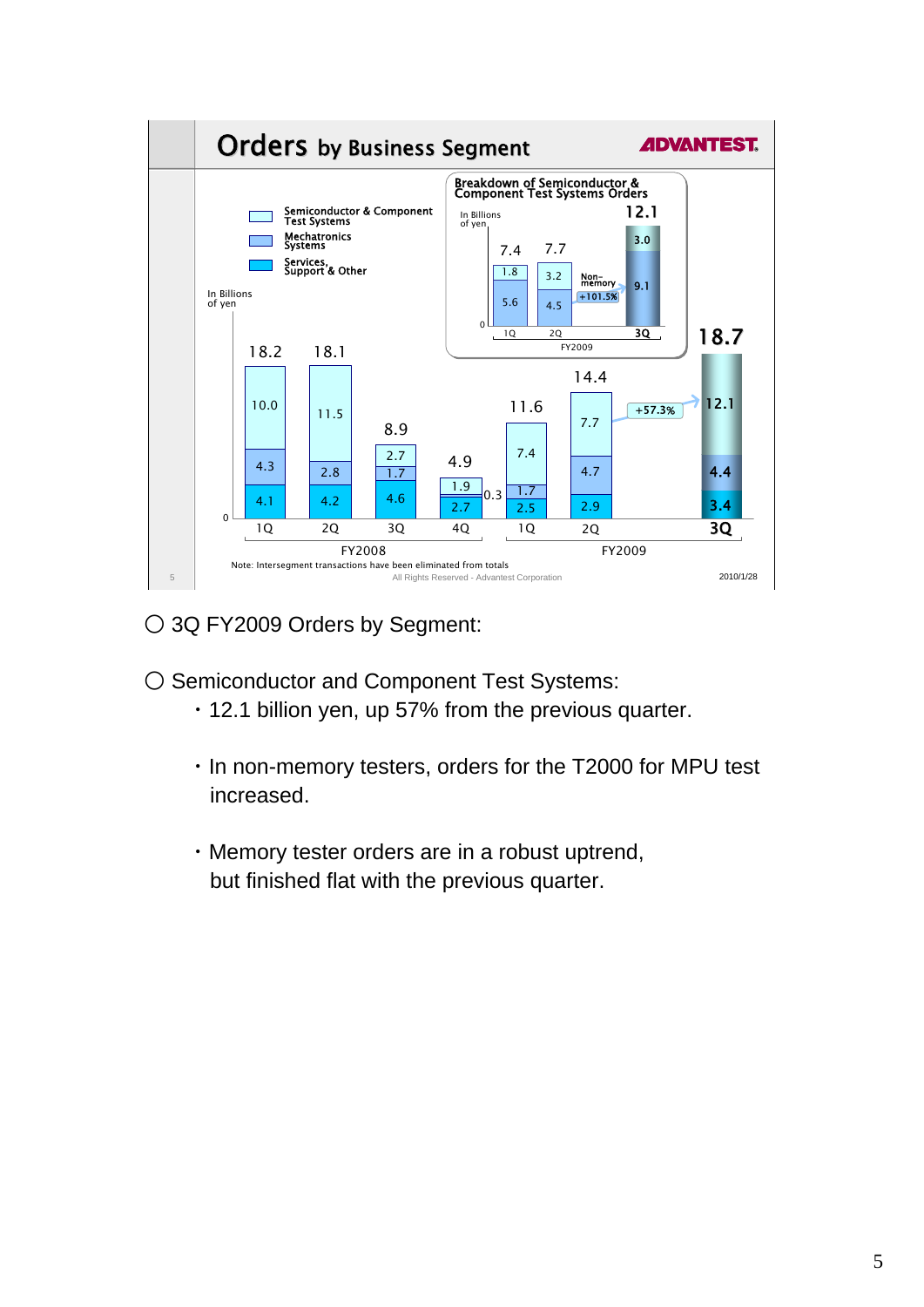## Orders by Business Segment

ADVANTEST

In Billions of yen

| | FY2008 1Q | FY2008 2Q | FY2008 3Q | FY2008 4Q | FY2009 1Q | FY2009 2Q | FY2009 3Q |
|---|---|---|---|---|---|---|---|
| Semiconductor & Component Test Systems | 10.0 | 11.5 | 2.7 | 1.9 | 7.4 | 7.7 | 12.1 |
| Mechatronics Systems | 4.3 | 2.8 | 1.7 | 0.3 | 1.7 | 4.7 | 4.4 |
| Services, Support & Other | 4.1 | 4.2 | 4.6 | 2.7 | 2.5 | 2.9 | 3.4 |
| Total | 18.2 | 18.1 | 8.9 | 4.9 | 11.6 | 14.4 | 18.7 |

+57.3% (Semiconductor & Component Test Systems, 2Q to 3Q FY2009)

**Breakdown of Semiconductor & Component Test Systems Orders**

In Billions of yen

| FY2009 | 1Q | 2Q | 3Q |
|---|---|---|---|
| Memory | 1.8 | 3.2 | 3.0 |
| Non-memory | 5.6 | 4.5 | 9.1 |
| Total | 7.4 | 7.7 | 12.1 |

Non-memory +101.5%

Note: Intersegment transactions have been eliminated from totals

All Rights Reserved - Advantest Corporation

2010/1/28

○ 3Q FY2009 Orders by Segment:

○ Semiconductor and Component Test Systems:

- 12.1 billion yen, up 57% from the previous quarter.
- In non-memory testers, orders for the T2000 for MPU test increased.
- Memory tester orders are in a robust uptrend, but finished flat with the previous quarter.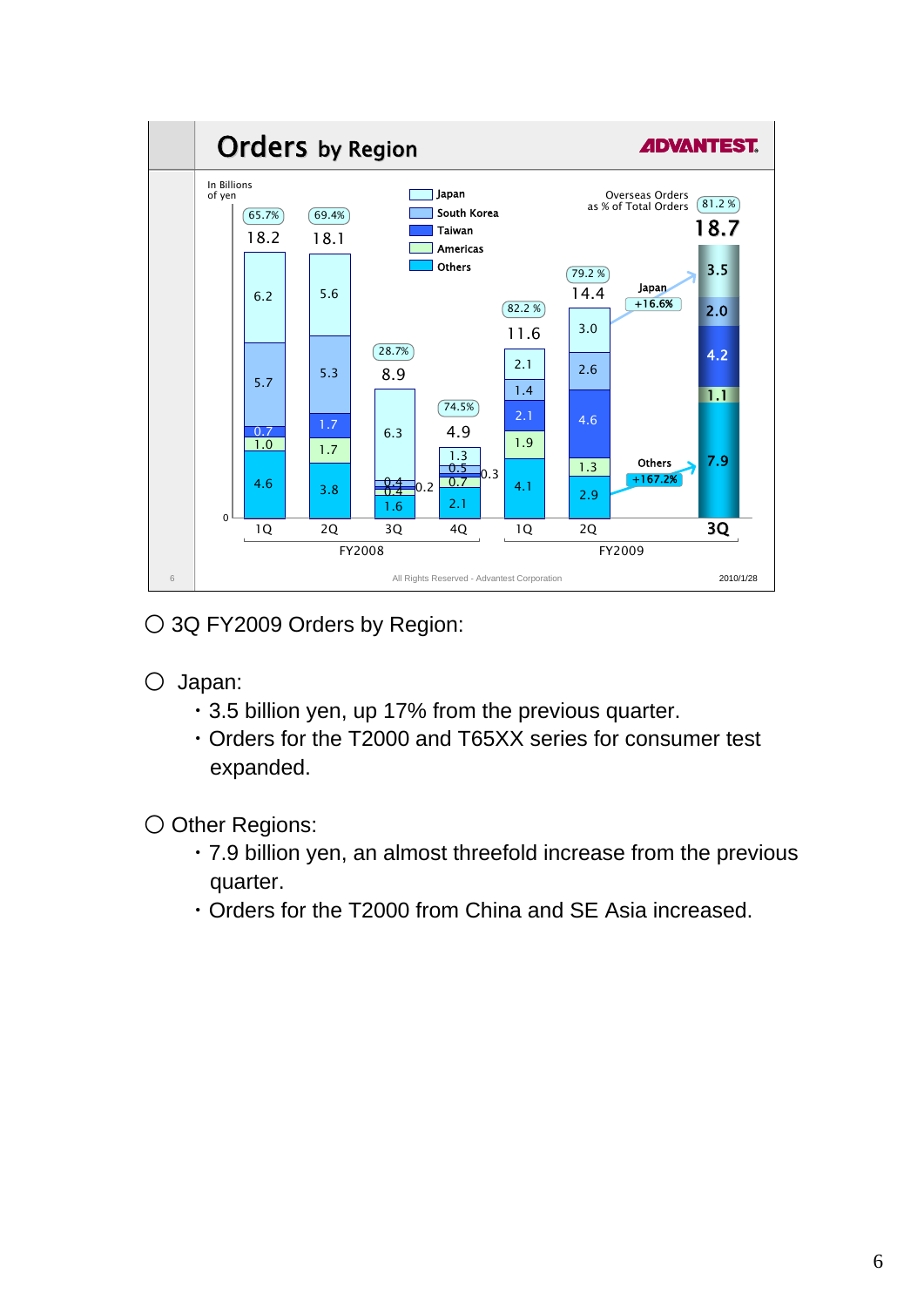# Orders by Region

In Billions of yen

| | FY2008 1Q | FY2008 2Q | FY2008 3Q | FY2008 4Q | FY2009 1Q | FY2009 2Q | FY2009 3Q |
|---|---|---|---|---|---|---|---|
| Japan | 6.2 | 5.6 | 6.3 | 1.3 | 2.1 | 3.0 | 3.5 |
| South Korea | 5.7 | 5.3 | 0.4 | 0.5 | 1.4 | 2.6 | 2.0 |
| Taiwan | 0.7 | 1.7 | 0.4 | 0.3 | 2.1 | 4.6 | 4.2 |
| Americas | 1.0 | 1.7 | 0.2 | 0.7 | 1.9 | 1.3 | 1.1 |
| Others | 4.6 | 3.8 | 1.6 | 2.1 | 4.1 | 2.9 | 7.9 |
| Total | 18.2 | 18.1 | 8.9 | 4.9 | 11.6 | 14.4 | 18.7 |
| Overseas Orders as % of Total Orders | 65.7% | 69.4% | 28.7% | 74.5% | 82.2 % | 79.2 % | 81.2 % |

Japan +16.6%

Others +167.2%

All Rights Reserved - Advantest Corporation

2010/1/28

○ 3Q FY2009 Orders by Region:

○ Japan:
- 3.5 billion yen, up 17% from the previous quarter.
- Orders for the T2000 and T65XX series for consumer test expanded.

○ Other Regions:
- 7.9 billion yen, an almost threefold increase from the previous quarter.
- Orders for the T2000 from China and SE Asia increased.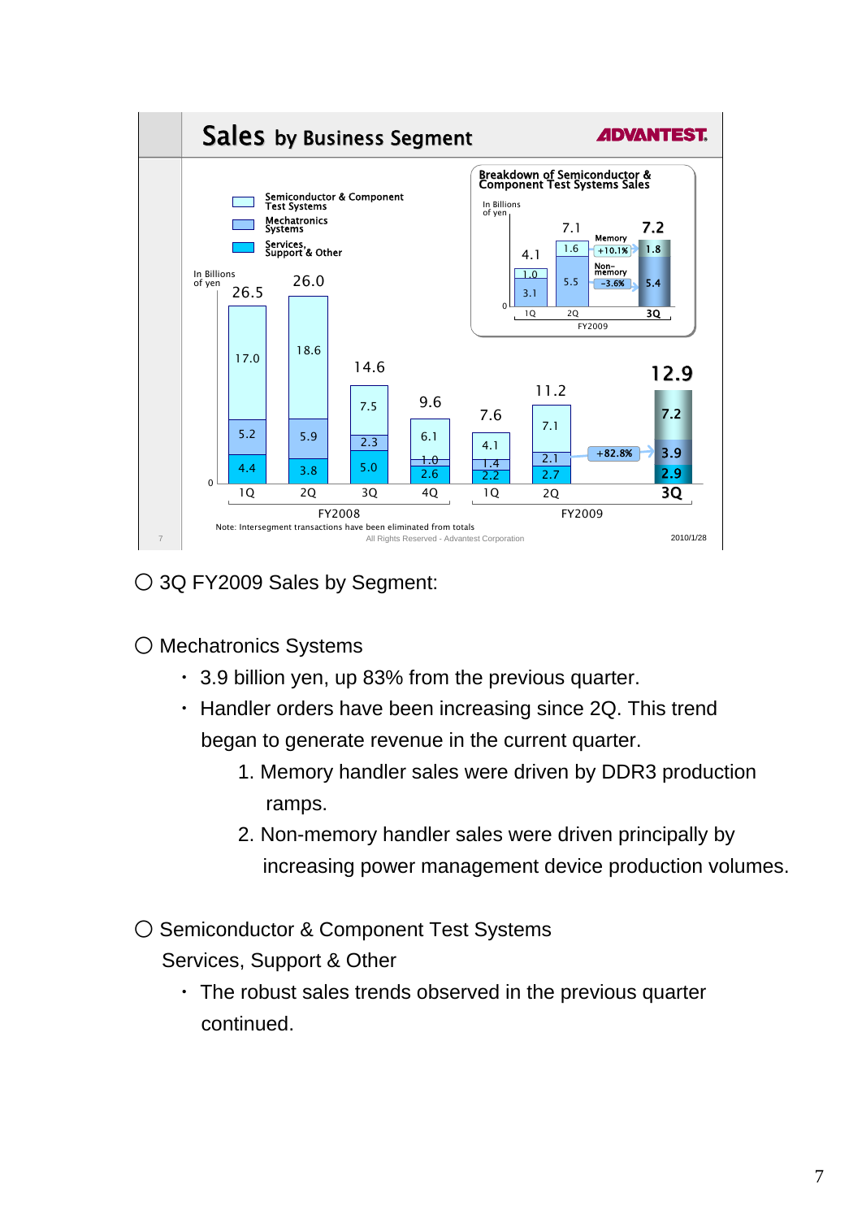## Sales by Business Segment

ADVANTEST.

In Billions of yen

| | FY2008 1Q | FY2008 2Q | FY2008 3Q | FY2008 4Q | FY2009 1Q | FY2009 2Q | FY2009 3Q |
|---|---|---|---|---|---|---|---|
| Semiconductor & Component Test Systems | 17.0 | 18.6 | 7.5 | 6.1 | 4.1 | 7.1 | 7.2 |
| Mechatronics Systems | 5.2 | 5.9 | 2.3 | 1.0 | 1.4 | 2.1 | 3.9 |
| Services, Support & Other | 4.4 | 3.8 | 5.0 | 2.6 | 2.2 | 2.7 | 2.9 |
| Total | 26.5 | 26.0 | 14.6 | 9.6 | 7.6 | 11.2 | 12.9 |

Mechatronics Systems 2Q→3Q FY2009: +82.8%

**Breakdown of Semiconductor & Component Test Systems Sales** (In Billions of yen)

| FY2009 | 1Q | 2Q | 3Q |
|---|---|---|---|
| Memory | 1.0 | 1.6 | 1.8 |
| Non-memory | 3.1 | 5.5 | 5.4 |
| Total | 4.1 | 7.1 | 7.2 |

Memory: +10.1%; Non-memory: -3.6%

Note: Intersegment transactions have been eliminated from totals

All Rights Reserved - Advantest Corporation

2010/1/28

○ 3Q FY2009 Sales by Segment:

○ Mechatronics Systems

- 3.9 billion yen, up 83% from the previous quarter.
- Handler orders have been increasing since 2Q. This trend began to generate revenue in the current quarter.
  1. Memory handler sales were driven by DDR3 production ramps.
  2. Non-memory handler sales were driven principally by increasing power management device production volumes.

○ Semiconductor & Component Test Systems
Services, Support & Other

- The robust sales trends observed in the previous quarter continued.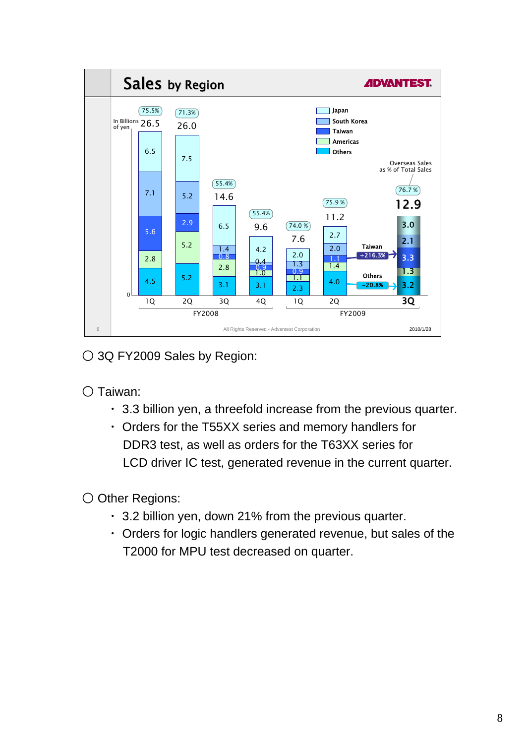## Sales by Region

ADVANTEST

In Billions of yen

| | FY2008 1Q | FY2008 2Q | FY2008 3Q | FY2008 4Q | FY2009 1Q | FY2009 2Q | FY2009 3Q |
|---|---|---|---|---|---|---|---|
| Japan | 6.5 | 7.5 | 6.5 | 4.2 | 2.0 | 2.7 | 3.0 |
| South Korea | 7.1 | 5.2 | 1.4 | 0.4 | 1.3 | 2.0 | 2.1 |
| Taiwan | 5.6 | 2.9 | 0.8 | 0.9 | 0.9 | 1.1 | 3.3 |
| Americas | 2.8 | 5.2 | 2.8 | 1.0 | 1.1 | 1.4 | 1.3 |
| Others | 4.5 | 5.2 | 3.1 | 3.1 | 2.3 | 4.0 | 3.2 |
| Total | 26.5 | 26.0 | 14.6 | 9.6 | 7.6 | 11.2 | 12.9 |
| Overseas Sales as % of Total Sales | 75.5% | 71.3% | 55.4% | 55.4% | 74.0% | 75.9% | 76.7% |

Taiwan +216.3%

Others -20.8%

All Rights Reserved - Advantest Corporation

2010/1/28

○ 3Q FY2009 Sales by Region:

○ Taiwan:

- 3.3 billion yen, a threefold increase from the previous quarter.
- Orders for the T55XX series and memory handlers for DDR3 test, as well as orders for the T63XX series for LCD driver IC test, generated revenue in the current quarter.

○ Other Regions:

- 3.2 billion yen, down 21% from the previous quarter.
- Orders for logic handlers generated revenue, but sales of the T2000 for MPU test decreased on quarter.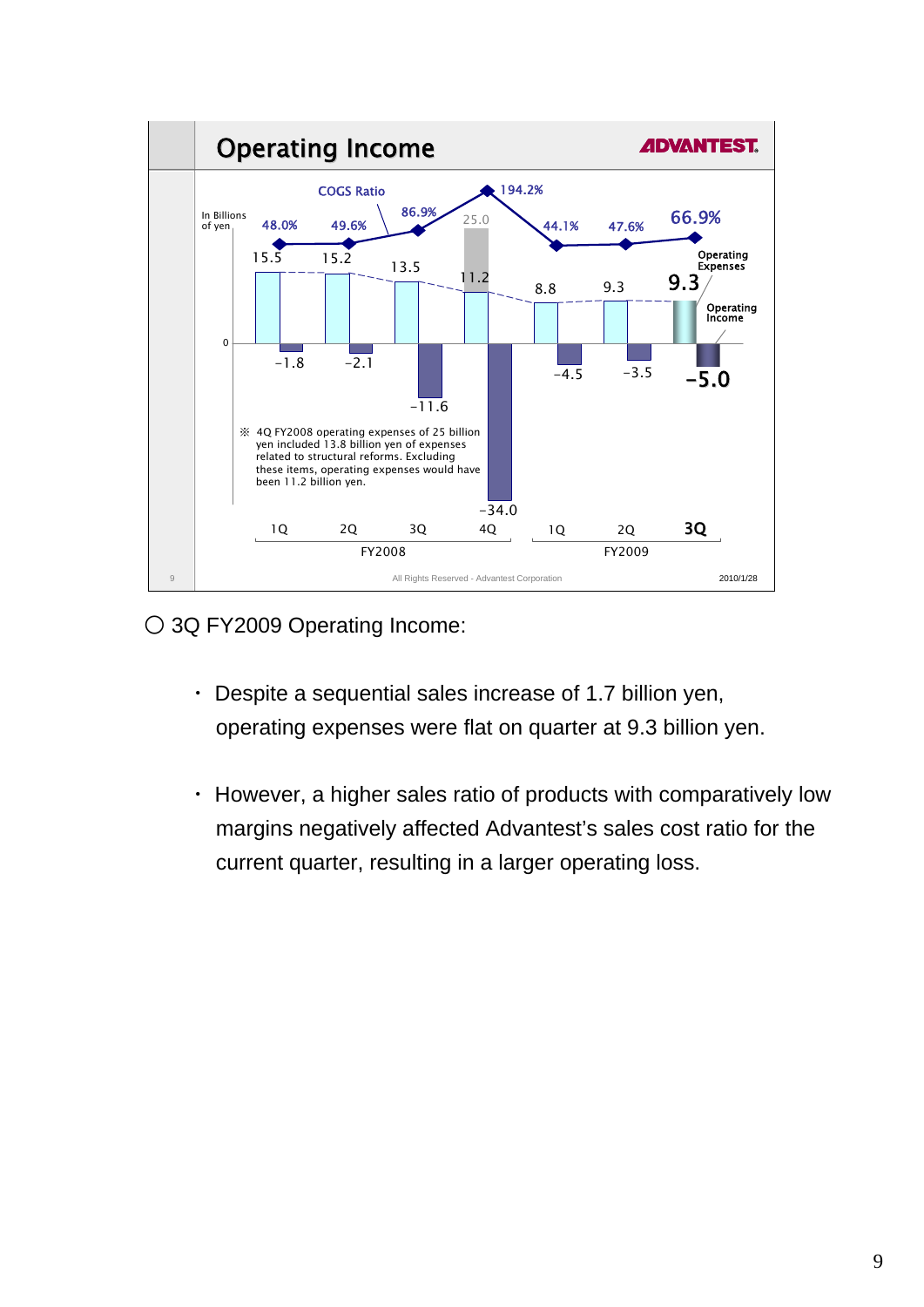## Operating Income

ADVANTEST

In Billions of yen

| | FY2008 1Q | FY2008 2Q | FY2008 3Q | FY2008 4Q | FY2009 1Q | FY2009 2Q | FY2009 3Q |
|---|---|---|---|---|---|---|---|
| COGS Ratio | 48.0% | 49.6% | 86.9% | 194.2% | 44.1% | 47.6% | 66.9% |
| Operating Expenses | 15.5 | 15.2 | 13.5 | 11.2 (25.0) | 8.8 | 9.3 | 9.3 |
| Operating Income | -1.8 | -2.1 | -11.6 | -34.0 | -4.5 | -3.5 | -5.0 |

※ 4Q FY2008 operating expenses of 25 billion yen included 13.8 billion yen of expenses related to structural reforms. Excluding these items, operating expenses would have been 11.2 billion yen.

All Rights Reserved - Advantest Corporation

2010/1/28

○ 3Q FY2009 Operating Income:

- Despite a sequential sales increase of 1.7 billion yen, operating expenses were flat on quarter at 9.3 billion yen.

- However, a higher sales ratio of products with comparatively low margins negatively affected Advantest's sales cost ratio for the current quarter, resulting in a larger operating loss.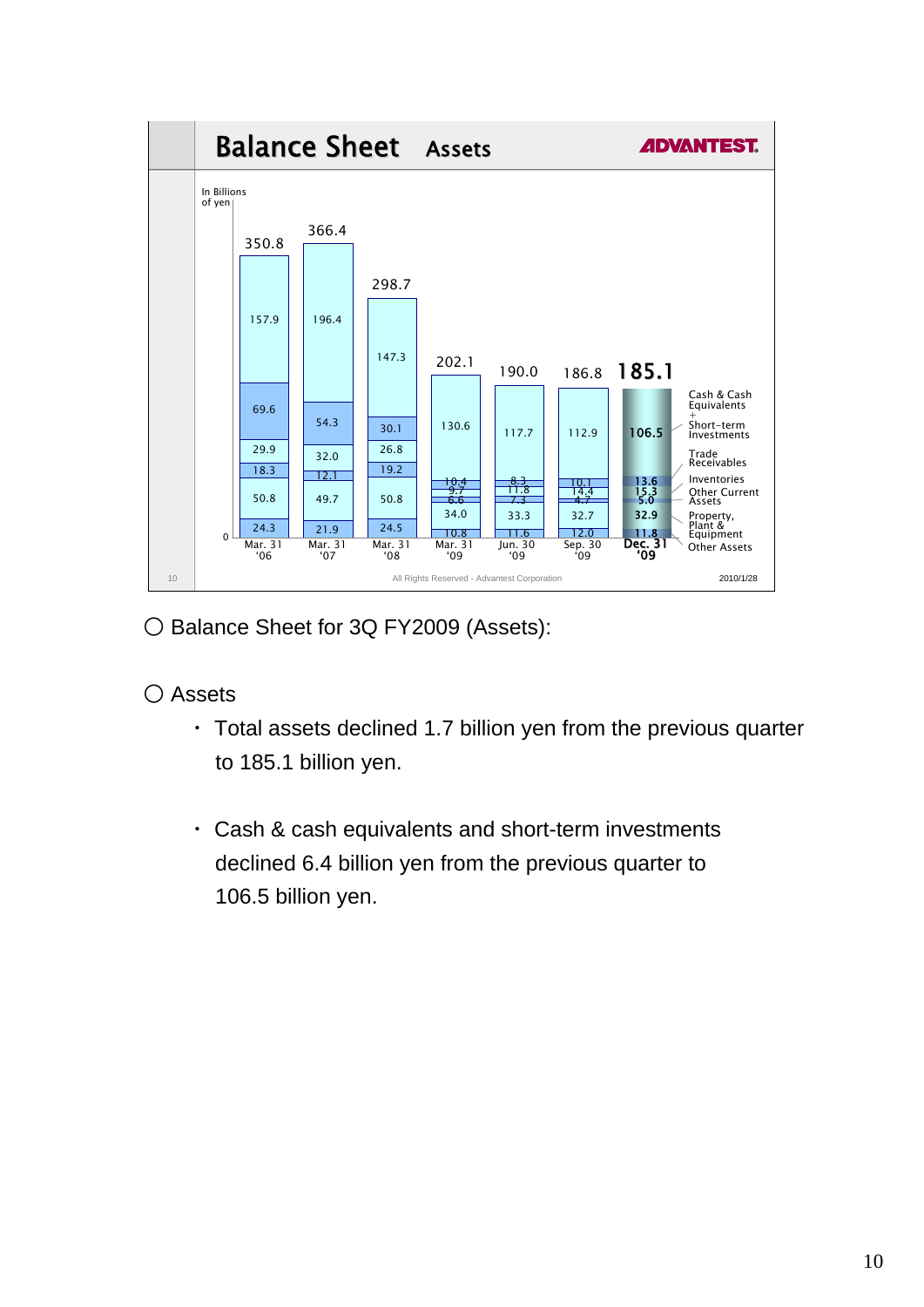## Balance Sheet Assets

ADVANTEST

In Billions of yen

| | Mar. 31 '06 | Mar. 31 '07 | Mar. 31 '08 | Mar. 31 '09 | Jun. 30 '09 | Sep. 30 '09 | Dec. 31 '09 |
|---|---|---|---|---|---|---|---|
| Total | 350.8 | 366.4 | 298.7 | 202.1 | 190.0 | 186.8 | 185.1 |
| Cash & Cash Equivalents + Short-term Investments | 157.9 | 196.4 | 147.3 | 130.6 | 117.7 | 112.9 | 106.5 |
| Trade Receivables | 69.6 | 54.3 | 30.1 | 10.4 | 8.3 | 10.1 | 13.6 |
| Inventories | 29.9 | 32.0 | 26.8 | 9.7 | 11.8 | 14.4 | 15.3 |
| Other Current Assets | 18.3 | 12.1 | 19.2 | 6.6 | 7.3 | 4.7 | 5.0 |
| Property, Plant & Equipment | 50.8 | 49.7 | 50.8 | 34.0 | 33.3 | 32.7 | 32.9 |
| Other Assets | 24.3 | 21.9 | 24.5 | 10.8 | 11.6 | 12.0 | 11.8 |

All Rights Reserved - Advantest Corporation

2010/1/28

○ Balance Sheet for 3Q FY2009 (Assets):

○ Assets

- Total assets declined 1.7 billion yen from the previous quarter to 185.1 billion yen.
- Cash & cash equivalents and short-term investments declined 6.4 billion yen from the previous quarter to 106.5 billion yen.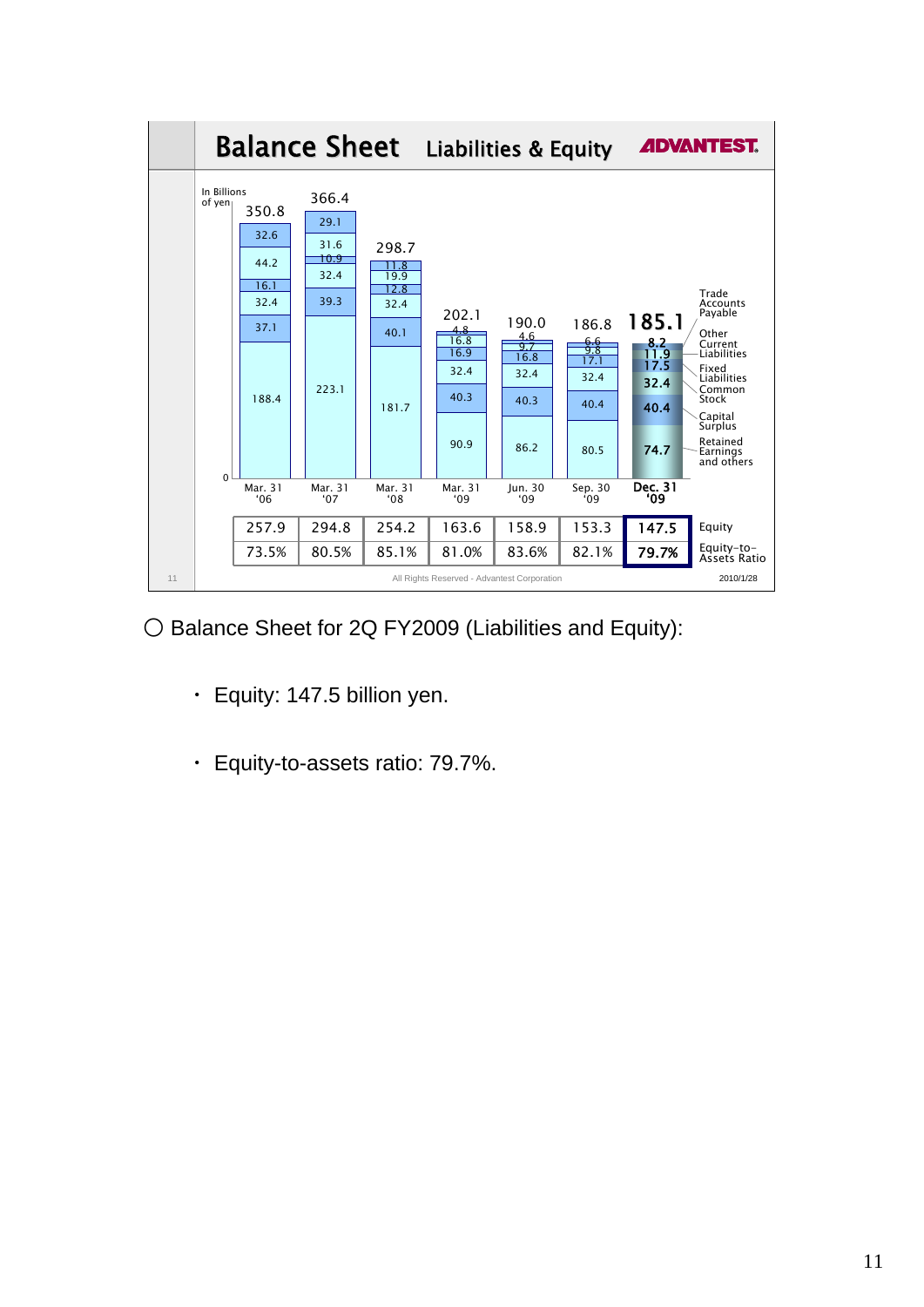# Balance Sheet Liabilities & Equity

ADVANTEST.

In Billions of yen

| | Mar. 31 '06 | Mar. 31 '07 | Mar. 31 '08 | Mar. 31 '09 | Jun. 30 '09 | Sep. 30 '09 | Dec. 31 '09 |
|---|---|---|---|---|---|---|---|
| Total | 350.8 | 366.4 | 298.7 | 202.1 | 190.0 | 186.8 | 185.1 |
| Trade Accounts Payable | 32.6 | 29.1 | 11.8 | 4.8 | 4.6 | 6.6 | 8.2 |
| Other Current Liabilities | 44.2 | 31.6 | 19.9 | 16.8 | 9.7 | 9.8 | 11.9 |
| Fixed Liabilities | 16.1 | 10.9 | 12.8 | 16.9 | 16.8 | 17.1 | 17.5 |
| Common Stock | 32.4 | 32.4 | 32.4 | 32.4 | 32.4 | 32.4 | 32.4 |
| Capital Surplus | 37.1 | 39.3 | 40.1 | 40.3 | 40.3 | 40.4 | 40.4 |
| Retained Earnings and others | 188.4 | 223.1 | 181.7 | 90.9 | 86.2 | 80.5 | 74.7 |
| Equity | 257.9 | 294.8 | 254.2 | 163.6 | 158.9 | 153.3 | 147.5 |
| Equity-to-Assets Ratio | 73.5% | 80.5% | 85.1% | 81.0% | 83.6% | 82.1% | 79.7% |

All Rights Reserved - Advantest Corporation

2010/1/28

○ Balance Sheet for 2Q FY2009 (Liabilities and Equity):

- Equity: 147.5 billion yen.
- Equity-to-assets ratio: 79.7%.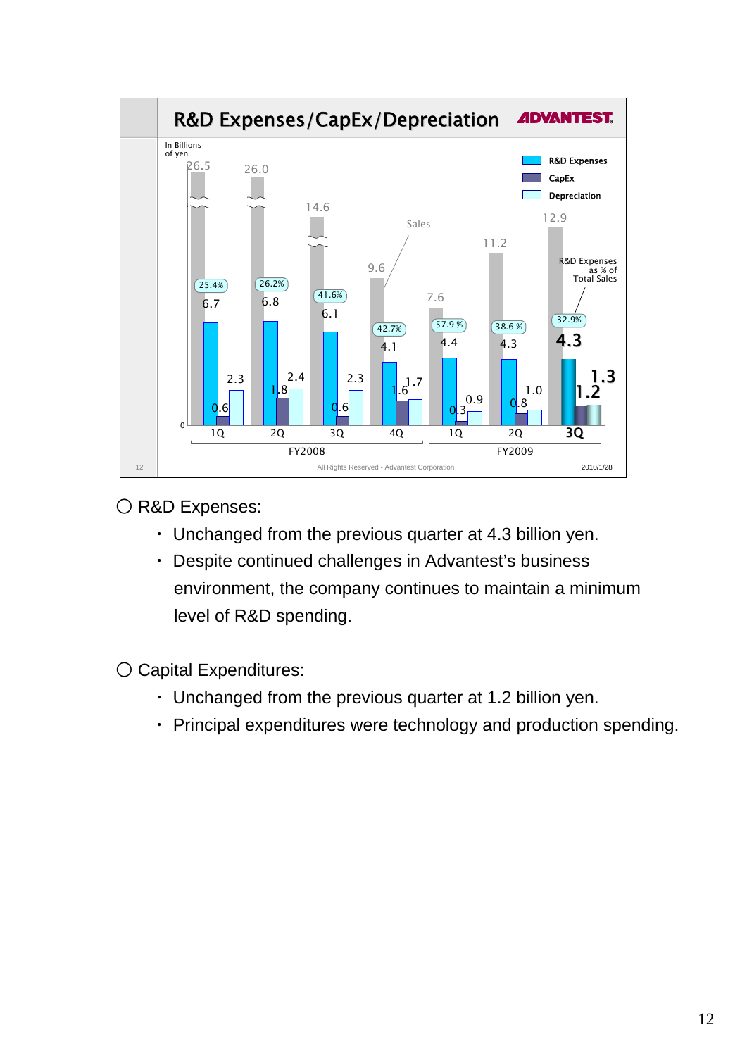## R&D Expenses/CapEx/Depreciation

In Billions of yen

| | FY2008 1Q | FY2008 2Q | FY2008 3Q | FY2008 4Q | FY2009 1Q | FY2009 2Q | FY2009 3Q |
|---|---|---|---|---|---|---|---|
| Sales | 26.5 | 26.0 | 14.6 | 9.6 | 7.6 | 11.2 | 12.9 |
| R&D Expenses | 6.7 | 6.8 | 6.1 | 4.1 | 4.4 | 4.3 | 4.3 |
| CapEx | 0.6 | 1.8 | 0.6 | 1.6 | 0.3 | 0.8 | 1.2 |
| Depreciation | 2.3 | 2.4 | 2.3 | 1.7 | 0.9 | 1.0 | 1.3 |
| R&D Expenses as % of Total Sales | 25.4% | 26.2% | 41.6% | 42.7% | 57.9% | 38.6% | 32.9% |

All Rights Reserved - Advantest Corporation

2010/1/28

○ R&D Expenses:

- Unchanged from the previous quarter at 4.3 billion yen.
- Despite continued challenges in Advantest's business environment, the company continues to maintain a minimum level of R&D spending.

○ Capital Expenditures:

- Unchanged from the previous quarter at 1.2 billion yen.
- Principal expenditures were technology and production spending.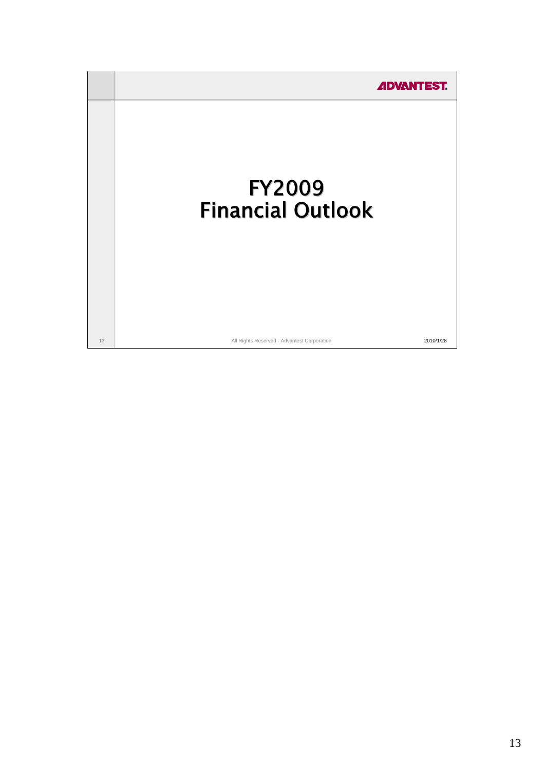# FY2009 Financial Outlook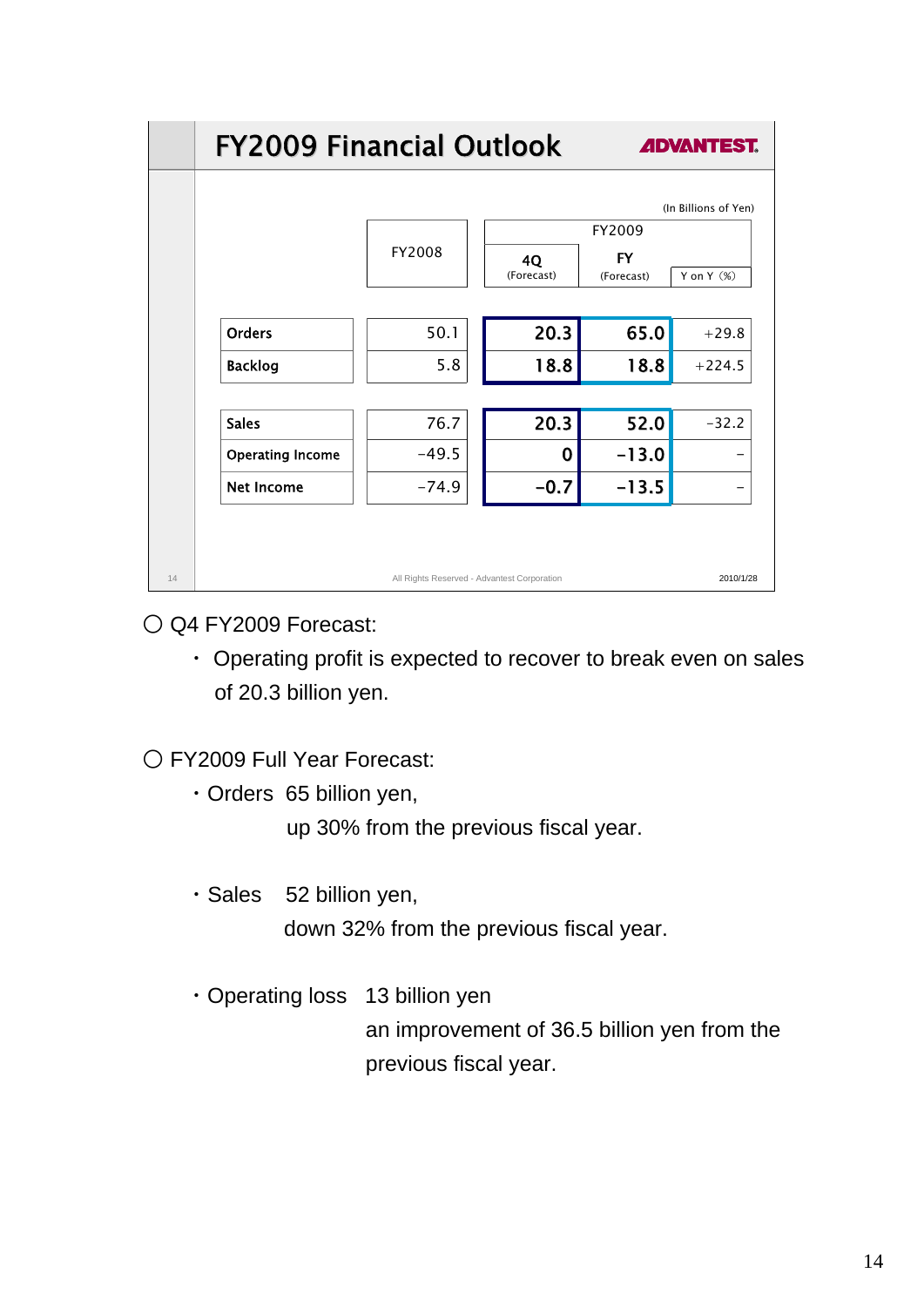## FY2009 Financial Outlook

ADVANTEST

(In Billions of Yen)

| | FY2008 | FY2009 4Q (Forecast) | FY2009 FY (Forecast) | FY2009 Y on Y (%) |
|---|---|---|---|---|
| Orders | 50.1 | 20.3 | 65.0 | +29.8 |
| Backlog | 5.8 | 18.8 | 18.8 | +224.5 |
| Sales | 76.7 | 20.3 | 52.0 | -32.2 |
| Operating Income | -49.5 | 0 | -13.0 | - |
| Net Income | -74.9 | -0.7 | -13.5 | - |

All Rights Reserved - Advantest Corporation

2010/1/28

○ Q4 FY2009 Forecast:

- Operating profit is expected to recover to break even on sales of 20.3 billion yen.

○ FY2009 Full Year Forecast:

- Orders 65 billion yen, up 30% from the previous fiscal year.
- Sales 52 billion yen, down 32% from the previous fiscal year.
- Operating loss 13 billion yen an improvement of 36.5 billion yen from the previous fiscal year.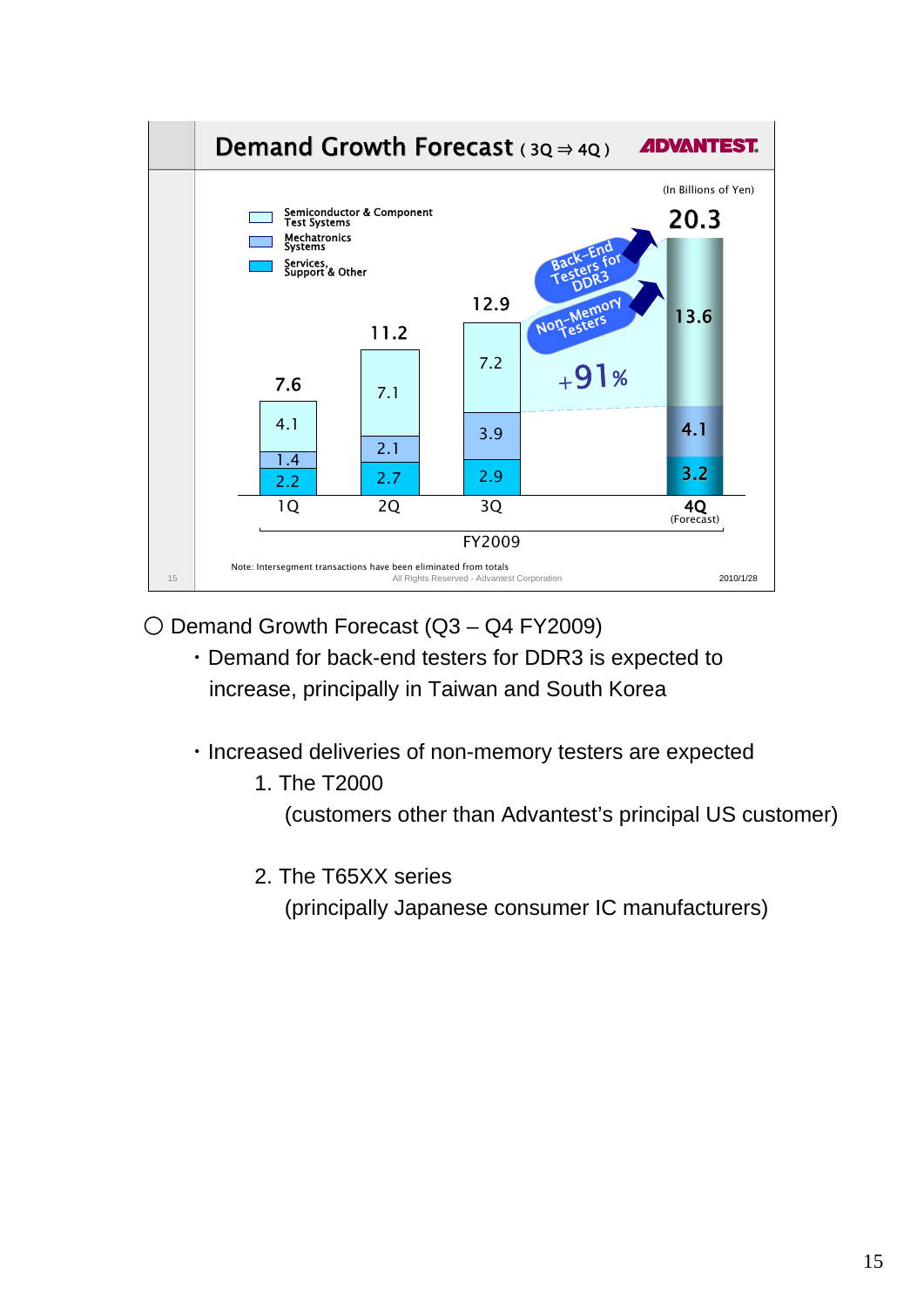## Demand Growth Forecast (3Q ⇒ 4Q)

ADVANTEST

(In Billions of Yen)

| | 1Q | 2Q | 3Q | 4Q (Forecast) |
|---|---|---|---|---|
| Semiconductor & Component Test Systems | 4.1 | 7.1 | 7.2 | 13.6 |
| Mechatronics Systems | 1.4 | 2.1 | 3.9 | 4.1 |
| Services, Support & Other | 2.2 | 2.7 | 2.9 | 3.2 |
| Total | 7.6 | 11.2 | 12.9 | 20.3 |

FY2009

Back-End Testers for DDR3

Non-Memory Testers

+91%

Note: Intersegment transactions have been eliminated from totals

All Rights Reserved - Advantest Corporation

2010/1/28

○ Demand Growth Forecast (Q3 – Q4 FY2009)

- Demand for back-end testers for DDR3 is expected to increase, principally in Taiwan and South Korea

- Increased deliveries of non-memory testers are expected
  1. The T2000
     (customers other than Advantest's principal US customer)
  2. The T65XX series
     (principally Japanese consumer IC manufacturers)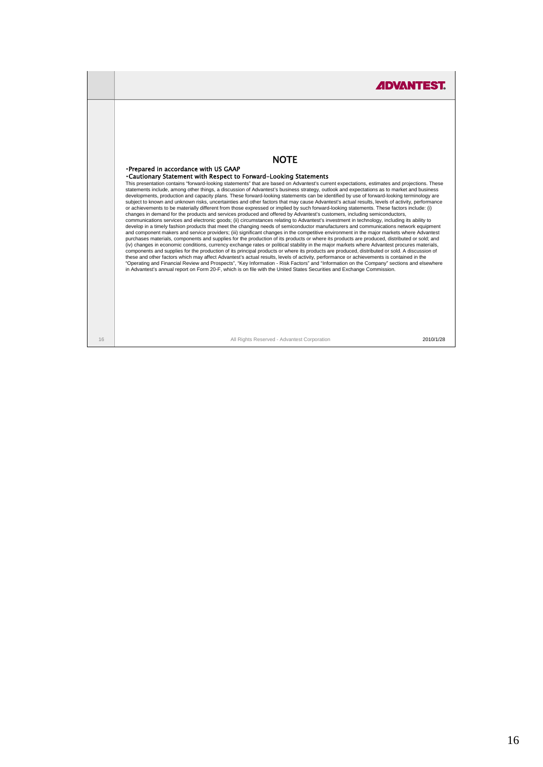# NOTE

- **Prepared in accordance with US GAAP**
- **Cautionary Statement with Respect to Forward-Looking Statements**

This presentation contains "forward-looking statements" that are based on Advantest's current expectations, estimates and projections. These statements include, among other things, a discussion of Advantest's business strategy, outlook and expectations as to market and business developments, production and capacity plans. These forward-looking statements can be identified by use of forward-looking terminology are subject to known and unknown risks, uncertainties and other factors that may cause Advantest's actual results, levels of activity, performance or achievements to be materially different from those expressed or implied by such forward-looking statements. These factors include: (i) changes in demand for the products and services produced and offered by Advantest's customers, including semiconductors, communications services and electronic goods; (ii) circumstances relating to Advantest's investment in technology, including its ability to develop in a timely fashion products that meet the changing needs of semiconductor manufacturers and communications network equipment and component makers and service providers; (iii) significant changes in the competitive environment in the major markets where Advantest purchases materials, components and supplies for the production of its products or where its products are produced, distributed or sold; and (iv) changes in economic conditions, currency exchange rates or political stability in the major markets where Advantest procures materials, components and supplies for the production of its principal products or where its products are produced, distributed or sold. A discussion of these and other factors which may affect Advantest's actual results, levels of activity, performance or achievements is contained in the "Operating and Financial Review and Prospects", "Key Information - Risk Factors" and "Information on the Company" sections and elsewhere in Advantest's annual report on Form 20-F, which is on file with the United States Securities and Exchange Commission.